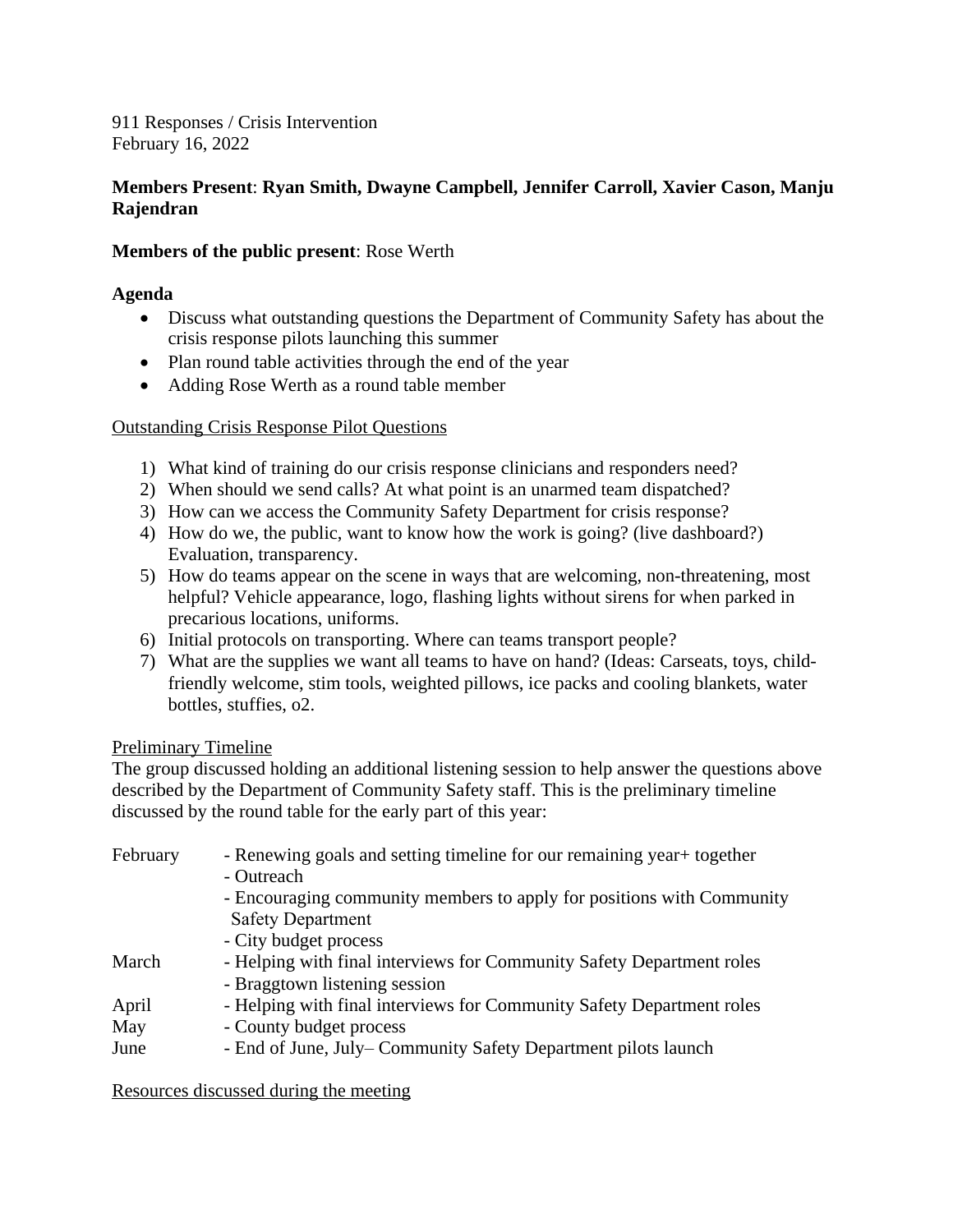911 Responses / Crisis Intervention
February 16, 2022

**Members Present**: **Ryan Smith, Dwayne Campbell, Jennifer Carroll, Xavier Cason, Manju Rajendran**

**Members of the public present**: Rose Werth

**Agenda**

- Discuss what outstanding questions the Department of Community Safety has about the crisis response pilots launching this summer
- Plan round table activities through the end of the year
- Adding Rose Werth as a round table member

<u>Outstanding Crisis Response Pilot Questions</u>

1) What kind of training do our crisis response clinicians and responders need?
2) When should we send calls? At what point is an unarmed team dispatched?
3) How can we access the Community Safety Department for crisis response?
4) How do we, the public, want to know how the work is going? (live dashboard?) Evaluation, transparency.
5) How do teams appear on the scene in ways that are welcoming, non-threatening, most helpful? Vehicle appearance, logo, flashing lights without sirens for when parked in precarious locations, uniforms.
6) Initial protocols on transporting. Where can teams transport people?
7) What are the supplies we want all teams to have on hand? (Ideas: Carseats, toys, child-friendly welcome, stim tools, weighted pillows, ice packs and cooling blankets, water bottles, stuffies, o2.

<u>Preliminary Timeline</u>

The group discussed holding an additional listening session to help answer the questions above described by the Department of Community Safety staff. This is the preliminary timeline discussed by the round table for the early part of this year:

| | |
|---|---|
| February | - Renewing goals and setting timeline for our remaining year+ together<br>- Outreach<br>- Encouraging community members to apply for positions with Community Safety Department<br>- City budget process |
| March | - Helping with final interviews for Community Safety Department roles<br>- Braggtown listening session |
| April | - Helping with final interviews for Community Safety Department roles |
| May | - County budget process |
| June | - End of June, July– Community Safety Department pilots launch |

<u>Resources discussed during the meeting</u>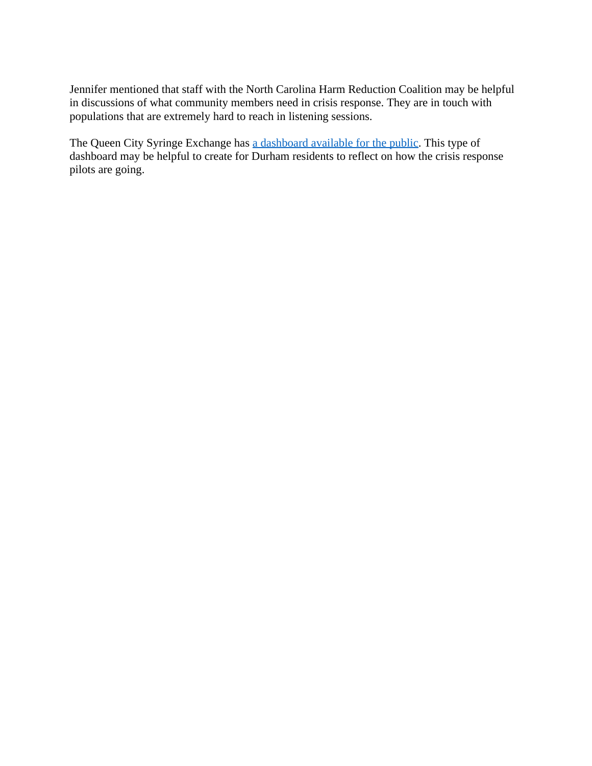Jennifer mentioned that staff with the North Carolina Harm Reduction Coalition may be helpful in discussions of what community members need in crisis response. They are in touch with populations that are extremely hard to reach in listening sessions.

The Queen City Syringe Exchange has a dashboard available for the public. This type of dashboard may be helpful to create for Durham residents to reflect on how the crisis response pilots are going.